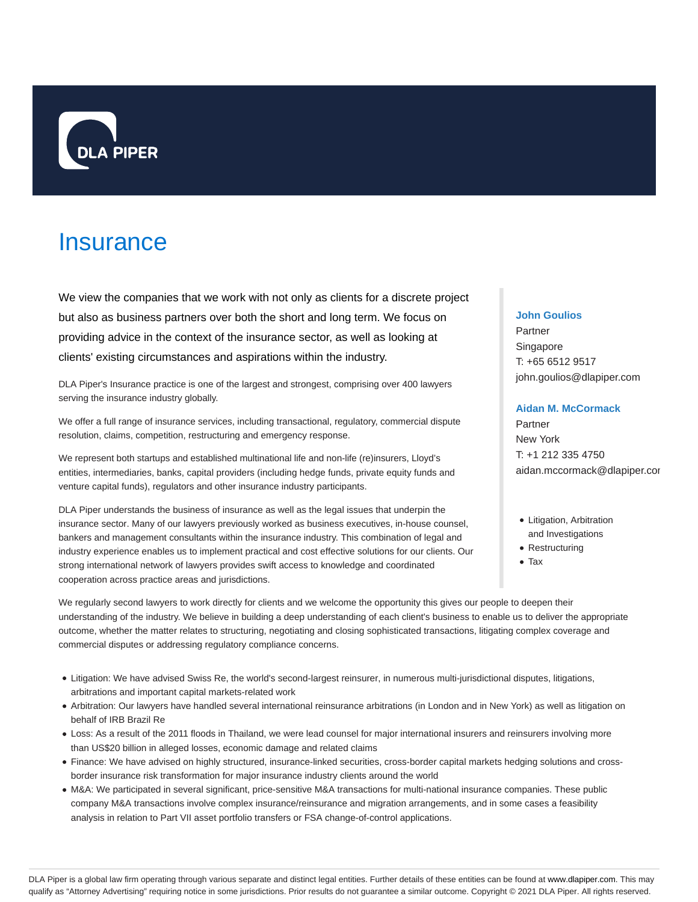DLA PIPER

# Insurance

We view the companies that we work with not only as clients for a discrete project but also as business partners over both the short and long term. We focus on providing advice in the context of the insurance sector, as well as looking at clients' existing circumstances and aspirations within the industry.

DLA Piper's Insurance practice is one of the largest and strongest, comprising over 400 lawyers serving the insurance industry globally.

We offer a full range of insurance services, including transactional, regulatory, commercial dispute resolution, claims, competition, restructuring and emergency response.

We represent both startups and established multinational life and non-life (re)insurers, Lloyd's entities, intermediaries, banks, capital providers (including hedge funds, private equity funds and venture capital funds), regulators and other insurance industry participants.

DLA Piper understands the business of insurance as well as the legal issues that underpin the insurance sector. Many of our lawyers previously worked as business executives, in-house counsel, bankers and management consultants within the insurance industry. This combination of legal and industry experience enables us to implement practical and cost effective solutions for our clients. Our strong international network of lawyers provides swift access to knowledge and coordinated cooperation across practice areas and jurisdictions.

**John Goulios**
Partner
Singapore
T: +65 6512 9517
john.goulios@dlapiper.com

**Aidan M. McCormack**
Partner
New York
T: +1 212 335 4750
aidan.mccormack@dlapiper.cor

- Litigation, Arbitration and Investigations
- Restructuring
- Tax

We regularly second lawyers to work directly for clients and we welcome the opportunity this gives our people to deepen their understanding of the industry. We believe in building a deep understanding of each client's business to enable us to deliver the appropriate outcome, whether the matter relates to structuring, negotiating and closing sophisticated transactions, litigating complex coverage and commercial disputes or addressing regulatory compliance concerns.

- Litigation: We have advised Swiss Re, the world's second-largest reinsurer, in numerous multi-jurisdictional disputes, litigations, arbitrations and important capital markets-related work
- Arbitration: Our lawyers have handled several international reinsurance arbitrations (in London and in New York) as well as litigation on behalf of IRB Brazil Re
- Loss: As a result of the 2011 floods in Thailand, we were lead counsel for major international insurers and reinsurers involving more than US$20 billion in alleged losses, economic damage and related claims
- Finance: We have advised on highly structured, insurance-linked securities, cross-border capital markets hedging solutions and cross-border insurance risk transformation for major insurance industry clients around the world
- M&A: We participated in several significant, price-sensitive M&A transactions for multi-national insurance companies. These public company M&A transactions involve complex insurance/reinsurance and migration arrangements, and in some cases a feasibility analysis in relation to Part VII asset portfolio transfers or FSA change-of-control applications.

DLA Piper is a global law firm operating through various separate and distinct legal entities. Further details of these entities can be found at www.dlapiper.com. This may qualify as "Attorney Advertising" requiring notice in some jurisdictions. Prior results do not guarantee a similar outcome. Copyright © 2021 DLA Piper. All rights reserved.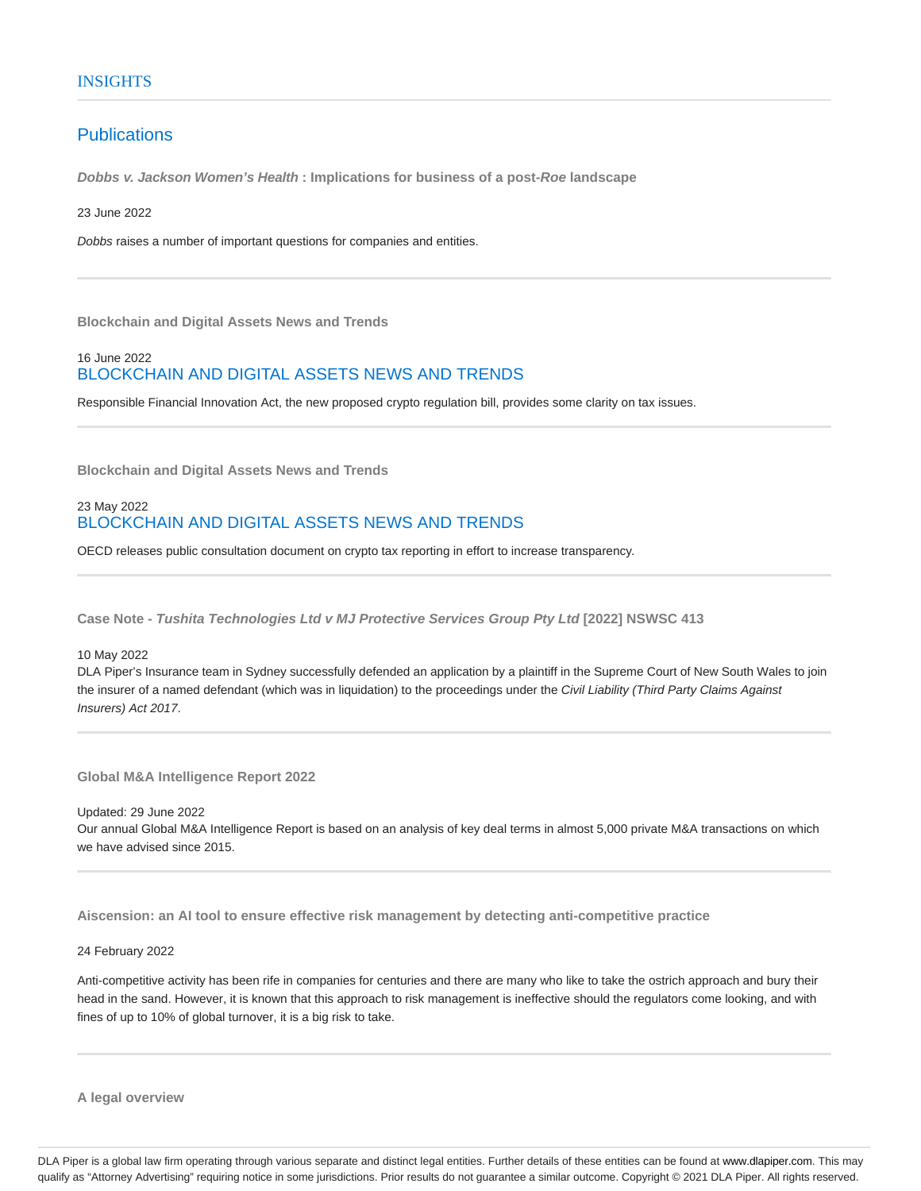INSIGHTS

## Publications

***Dobbs v. Jackson Women's Health*** **: Implications for business of a post-*Roe* landscape**

23 June 2022

*Dobbs* raises a number of important questions for companies and entities.

---

**Blockchain and Digital Assets News and Trends**

16 June 2022

BLOCKCHAIN AND DIGITAL ASSETS NEWS AND TRENDS

Responsible Financial Innovation Act, the new proposed crypto regulation bill, provides some clarity on tax issues.

---

**Blockchain and Digital Assets News and Trends**

23 May 2022

BLOCKCHAIN AND DIGITAL ASSETS NEWS AND TRENDS

OECD releases public consultation document on crypto tax reporting in effort to increase transparency.

---

**Case Note - *Tushita Technologies Ltd v MJ Protective Services Group Pty Ltd* [2022] NSWSC 413**

10 May 2022

DLA Piper's Insurance team in Sydney successfully defended an application by a plaintiff in the Supreme Court of New South Wales to join the insurer of a named defendant (which was in liquidation) to the proceedings under the *Civil Liability (Third Party Claims Against Insurers) Act 2017*.

---

**Global M&A Intelligence Report 2022**

Updated: 29 June 2022

Our annual Global M&A Intelligence Report is based on an analysis of key deal terms in almost 5,000 private M&A transactions on which we have advised since 2015.

---

**Aiscension: an AI tool to ensure effective risk management by detecting anti-competitive practice**

24 February 2022

Anti-competitive activity has been rife in companies for centuries and there are many who like to take the ostrich approach and bury their head in the sand. However, it is known that this approach to risk management is ineffective should the regulators come looking, and with fines of up to 10% of global turnover, it is a big risk to take.

---

**A legal overview**

DLA Piper is a global law firm operating through various separate and distinct legal entities. Further details of these entities can be found at www.dlapiper.com. This may qualify as "Attorney Advertising" requiring notice in some jurisdictions. Prior results do not guarantee a similar outcome. Copyright © 2021 DLA Piper. All rights reserved.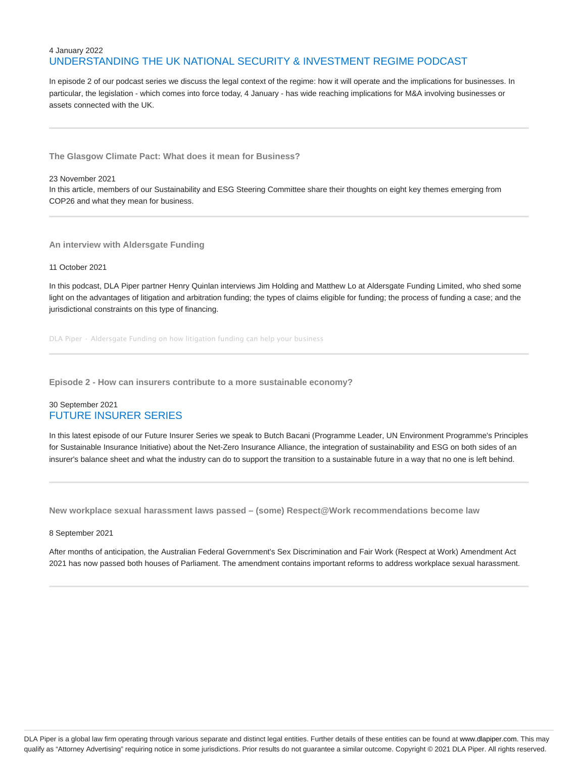4 January 2022

[UNDERSTANDING THE UK NATIONAL SECURITY & INVESTMENT REGIME PODCAST]

In episode 2 of our podcast series we discuss the legal context of the regime: how it will operate and the implications for businesses. In particular, the legislation - which comes into force today, 4 January - has wide reaching implications for M&A involving businesses or assets connected with the UK.

---

**The Glasgow Climate Pact: What does it mean for Business?**

23 November 2021

In this article, members of our Sustainability and ESG Steering Committee share their thoughts on eight key themes emerging from COP26 and what they mean for business.

---

**An interview with Aldersgate Funding**

11 October 2021

In this podcast, DLA Piper partner Henry Quinlan interviews Jim Holding and Matthew Lo at Aldersgate Funding Limited, who shed some light on the advantages of litigation and arbitration funding; the types of claims eligible for funding; the process of funding a case; and the jurisdictional constraints on this type of financing.

DLA Piper · Aldersgate Funding on how litigation funding can help your business

---

**Episode 2 - How can insurers contribute to a more sustainable economy?**

30 September 2021

FUTURE INSURER SERIES

In this latest episode of our Future Insurer Series we speak to Butch Bacani (Programme Leader, UN Environment Programme's Principles for Sustainable Insurance Initiative) about the Net-Zero Insurance Alliance, the integration of sustainability and ESG on both sides of an insurer's balance sheet and what the industry can do to support the transition to a sustainable future in a way that no one is left behind.

---

**New workplace sexual harassment laws passed – (some) Respect@Work recommendations become law**

8 September 2021

After months of anticipation, the Australian Federal Government's Sex Discrimination and Fair Work (Respect at Work) Amendment Act 2021 has now passed both houses of Parliament. The amendment contains important reforms to address workplace sexual harassment.

---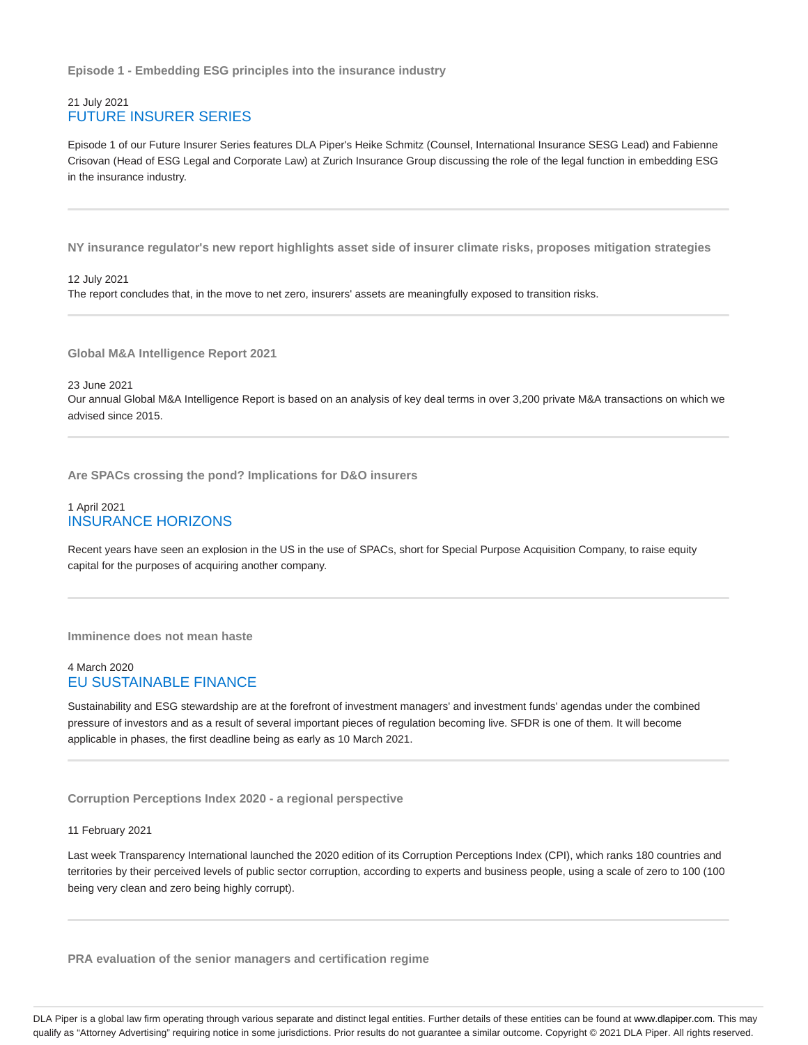### Episode 1 - Embedding ESG principles into the insurance industry

21 July 2021
FUTURE INSURER SERIES

Episode 1 of our Future Insurer Series features DLA Piper's Heike Schmitz (Counsel, International Insurance SESG Lead) and Fabienne Crisovan (Head of ESG Legal and Corporate Law) at Zurich Insurance Group discussing the role of the legal function in embedding ESG in the insurance industry.

---

### NY insurance regulator's new report highlights asset side of insurer climate risks, proposes mitigation strategies

12 July 2021
The report concludes that, in the move to net zero, insurers' assets are meaningfully exposed to transition risks.

---

### Global M&A Intelligence Report 2021

23 June 2021
Our annual Global M&A Intelligence Report is based on an analysis of key deal terms in over 3,200 private M&A transactions on which we advised since 2015.

---

### Are SPACs crossing the pond? Implications for D&O insurers

1 April 2021
INSURANCE HORIZONS

Recent years have seen an explosion in the US in the use of SPACs, short for Special Purpose Acquisition Company, to raise equity capital for the purposes of acquiring another company.

---

### Imminence does not mean haste

4 March 2020
EU SUSTAINABLE FINANCE

Sustainability and ESG stewardship are at the forefront of investment managers' and investment funds' agendas under the combined pressure of investors and as a result of several important pieces of regulation becoming live. SFDR is one of them. It will become applicable in phases, the first deadline being as early as 10 March 2021.

---

### Corruption Perceptions Index 2020 - a regional perspective

11 February 2021

Last week Transparency International launched the 2020 edition of its Corruption Perceptions Index (CPI), which ranks 180 countries and territories by their perceived levels of public sector corruption, according to experts and business people, using a scale of zero to 100 (100 being very clean and zero being highly corrupt).

---

### PRA evaluation of the senior managers and certification regime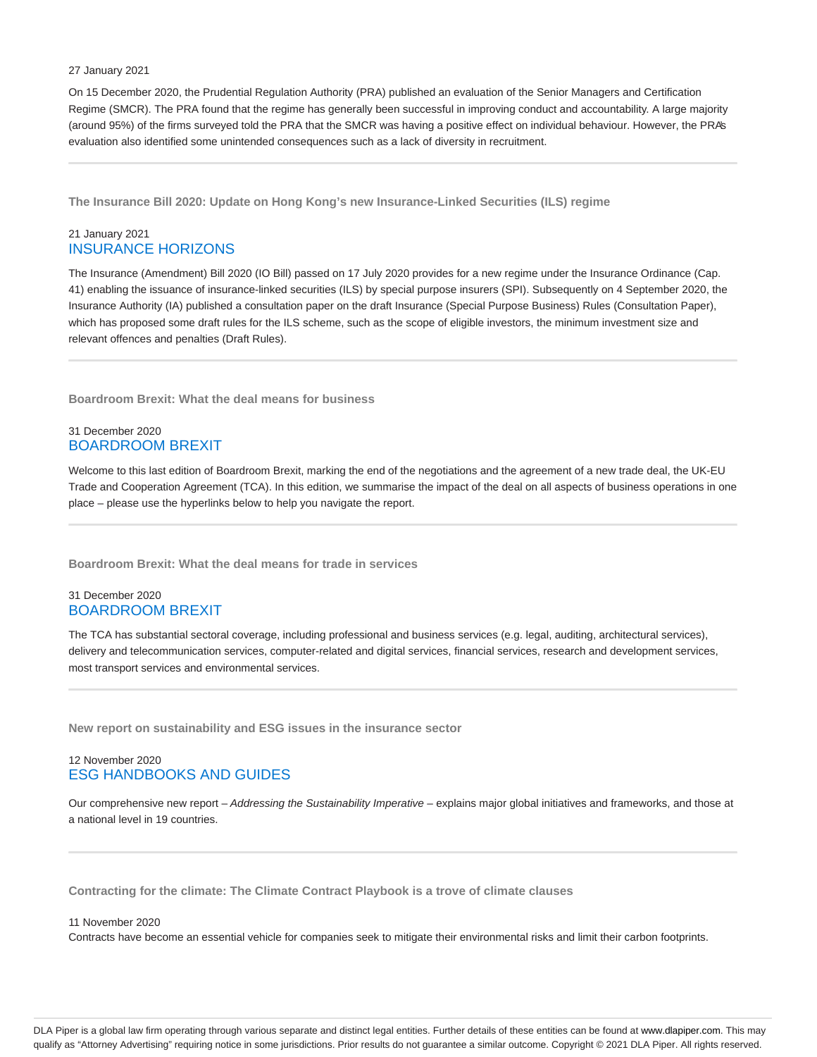27 January 2021

On 15 December 2020, the Prudential Regulation Authority (PRA) published an evaluation of the Senior Managers and Certification Regime (SMCR). The PRA found that the regime has generally been successful in improving conduct and accountability. A large majority (around 95%) of the firms surveyed told the PRA that the SMCR was having a positive effect on individual behaviour. However, the PRA's evaluation also identified some unintended consequences such as a lack of diversity in recruitment.

---

**The Insurance Bill 2020: Update on Hong Kong's new Insurance-Linked Securities (ILS) regime**

21 January 2021
INSURANCE HORIZONS

The Insurance (Amendment) Bill 2020 (IO Bill) passed on 17 July 2020 provides for a new regime under the Insurance Ordinance (Cap. 41) enabling the issuance of insurance-linked securities (ILS) by special purpose insurers (SPI). Subsequently on 4 September 2020, the Insurance Authority (IA) published a consultation paper on the draft Insurance (Special Purpose Business) Rules (Consultation Paper), which has proposed some draft rules for the ILS scheme, such as the scope of eligible investors, the minimum investment size and relevant offences and penalties (Draft Rules).

---

**Boardroom Brexit: What the deal means for business**

31 December 2020
BOARDROOM BREXIT

Welcome to this last edition of Boardroom Brexit, marking the end of the negotiations and the agreement of a new trade deal, the UK-EU Trade and Cooperation Agreement (TCA). In this edition, we summarise the impact of the deal on all aspects of business operations in one place – please use the hyperlinks below to help you navigate the report.

---

**Boardroom Brexit: What the deal means for trade in services**

31 December 2020
BOARDROOM BREXIT

The TCA has substantial sectoral coverage, including professional and business services (e.g. legal, auditing, architectural services), delivery and telecommunication services, computer-related and digital services, financial services, research and development services, most transport services and environmental services.

---

**New report on sustainability and ESG issues in the insurance sector**

12 November 2020
ESG HANDBOOKS AND GUIDES

Our comprehensive new report – *Addressing the Sustainability Imperative* – explains major global initiatives and frameworks, and those at a national level in 19 countries.

---

**Contracting for the climate: The Climate Contract Playbook is a trove of climate clauses**

11 November 2020
Contracts have become an essential vehicle for companies seek to mitigate their environmental risks and limit their carbon footprints.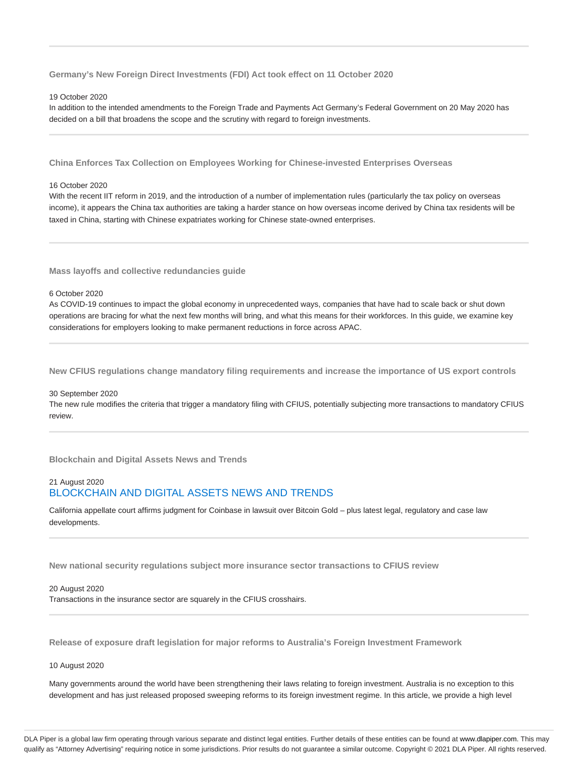---

### Germany's New Foreign Direct Investments (FDI) Act took effect on 11 October 2020

19 October 2020

In addition to the intended amendments to the Foreign Trade and Payments Act Germany's Federal Government on 20 May 2020 has decided on a bill that broadens the scope and the scrutiny with regard to foreign investments.

---

### China Enforces Tax Collection on Employees Working for Chinese-invested Enterprises Overseas

16 October 2020

With the recent IIT reform in 2019, and the introduction of a number of implementation rules (particularly the tax policy on overseas income), it appears the China tax authorities are taking a harder stance on how overseas income derived by China tax residents will be taxed in China, starting with Chinese expatriates working for Chinese state-owned enterprises.

---

### Mass layoffs and collective redundancies guide

6 October 2020

As COVID-19 continues to impact the global economy in unprecedented ways, companies that have had to scale back or shut down operations are bracing for what the next few months will bring, and what this means for their workforces. In this guide, we examine key considerations for employers looking to make permanent reductions in force across APAC.

---

### New CFIUS regulations change mandatory filing requirements and increase the importance of US export controls

30 September 2020

The new rule modifies the criteria that trigger a mandatory filing with CFIUS, potentially subjecting more transactions to mandatory CFIUS review.

---

### Blockchain and Digital Assets News and Trends

21 August 2020

BLOCKCHAIN AND DIGITAL ASSETS NEWS AND TRENDS

California appellate court affirms judgment for Coinbase in lawsuit over Bitcoin Gold – plus latest legal, regulatory and case law developments.

---

### New national security regulations subject more insurance sector transactions to CFIUS review

20 August 2020

Transactions in the insurance sector are squarely in the CFIUS crosshairs.

---

### Release of exposure draft legislation for major reforms to Australia's Foreign Investment Framework

10 August 2020

Many governments around the world have been strengthening their laws relating to foreign investment. Australia is no exception to this development and has just released proposed sweeping reforms to its foreign investment regime. In this article, we provide a high level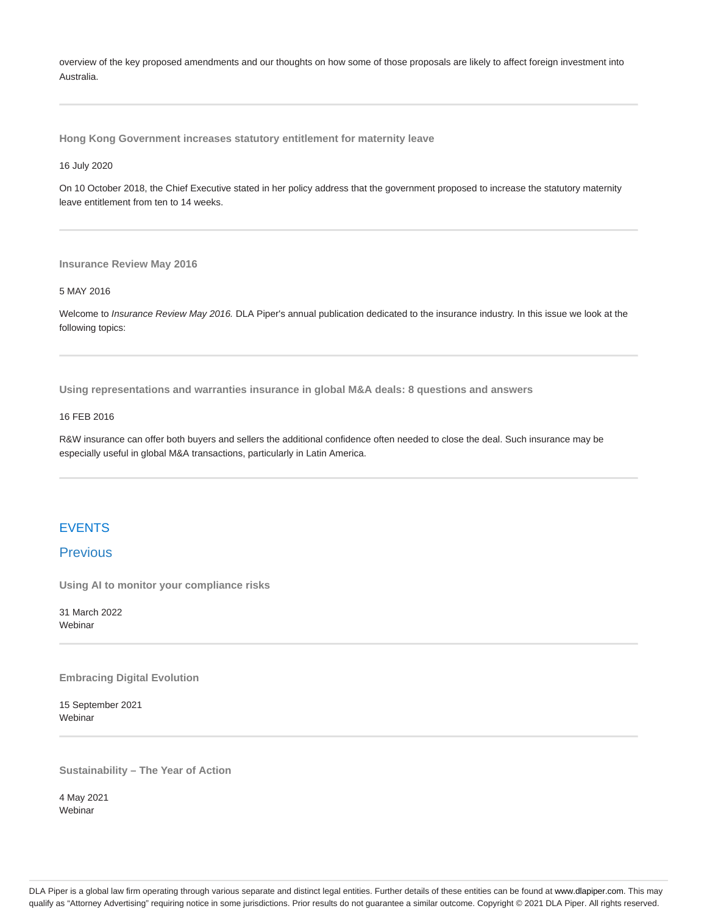overview of the key proposed amendments and our thoughts on how some of those proposals are likely to affect foreign investment into Australia.

---

**Hong Kong Government increases statutory entitlement for maternity leave**

16 July 2020

On 10 October 2018, the Chief Executive stated in her policy address that the government proposed to increase the statutory maternity leave entitlement from ten to 14 weeks.

---

**Insurance Review May 2016**

5 MAY 2016

Welcome to *Insurance Review May 2016.* DLA Piper's annual publication dedicated to the insurance industry. In this issue we look at the following topics:

---

**Using representations and warranties insurance in global M&A deals: 8 questions and answers**

16 FEB 2016

R&W insurance can offer both buyers and sellers the additional confidence often needed to close the deal. Such insurance may be especially useful in global M&A transactions, particularly in Latin America.

---

## EVENTS

### Previous

**Using AI to monitor your compliance risks**

31 March 2022
Webinar

---

**Embracing Digital Evolution**

15 September 2021
Webinar

---

**Sustainability – The Year of Action**

4 May 2021
Webinar

DLA Piper is a global law firm operating through various separate and distinct legal entities. Further details of these entities can be found at www.dlapiper.com. This may qualify as "Attorney Advertising" requiring notice in some jurisdictions. Prior results do not guarantee a similar outcome. Copyright © 2021 DLA Piper. All rights reserved.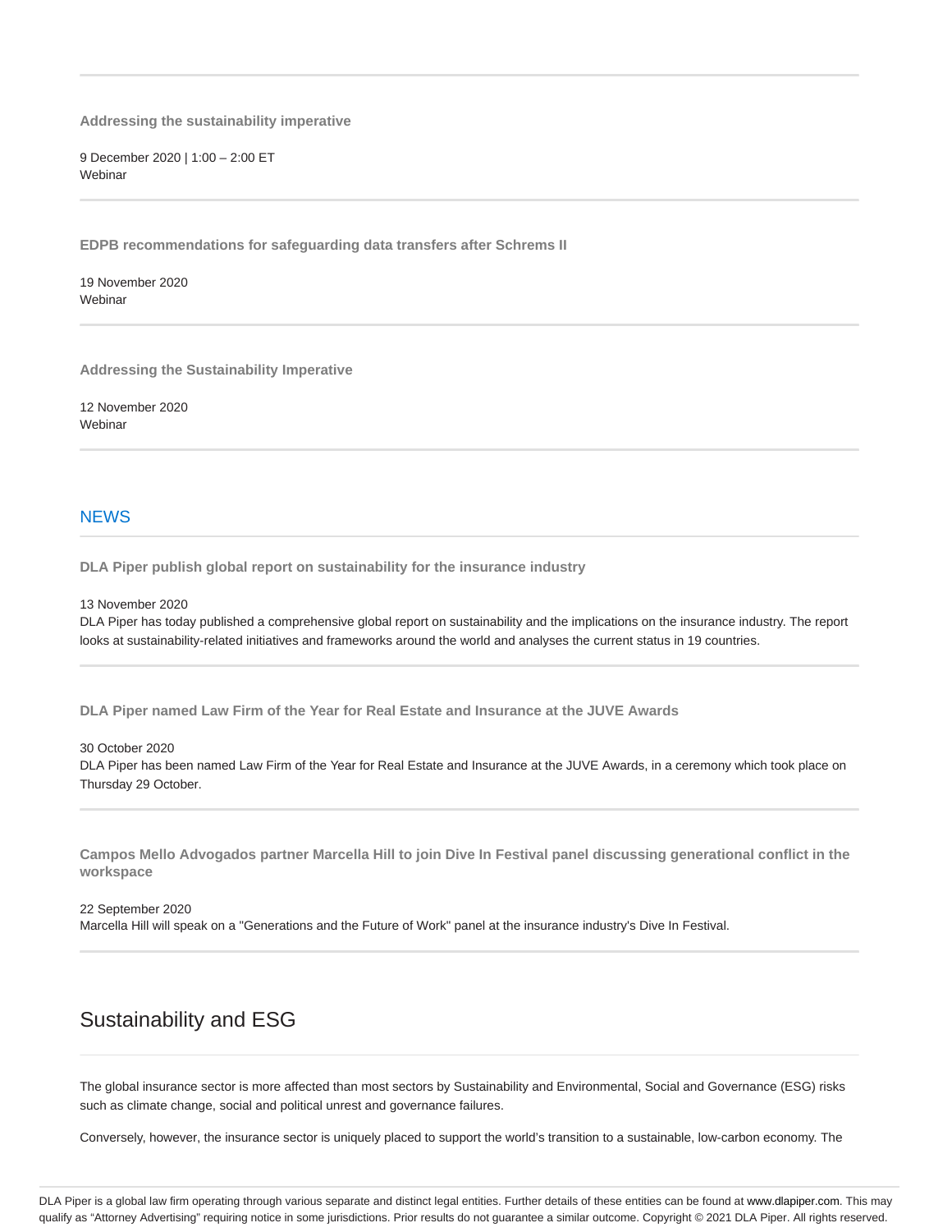**Addressing the sustainability imperative**

9 December 2020 | 1:00 – 2:00 ET
Webinar

**EDPB recommendations for safeguarding data transfers after Schrems II**

19 November 2020
Webinar

**Addressing the Sustainability Imperative**

12 November 2020
Webinar

## NEWS

**DLA Piper publish global report on sustainability for the insurance industry**

13 November 2020
DLA Piper has today published a comprehensive global report on sustainability and the implications on the insurance industry. The report looks at sustainability-related initiatives and frameworks around the world and analyses the current status in 19 countries.

**DLA Piper named Law Firm of the Year for Real Estate and Insurance at the JUVE Awards**

30 October 2020
DLA Piper has been named Law Firm of the Year for Real Estate and Insurance at the JUVE Awards, in a ceremony which took place on Thursday 29 October.

**Campos Mello Advogados partner Marcella Hill to join Dive In Festival panel discussing generational conflict in the workspace**

22 September 2020
Marcella Hill will speak on a "Generations and the Future of Work" panel at the insurance industry's Dive In Festival.

# Sustainability and ESG

The global insurance sector is more affected than most sectors by Sustainability and Environmental, Social and Governance (ESG) risks such as climate change, social and political unrest and governance failures.

Conversely, however, the insurance sector is uniquely placed to support the world's transition to a sustainable, low-carbon economy. The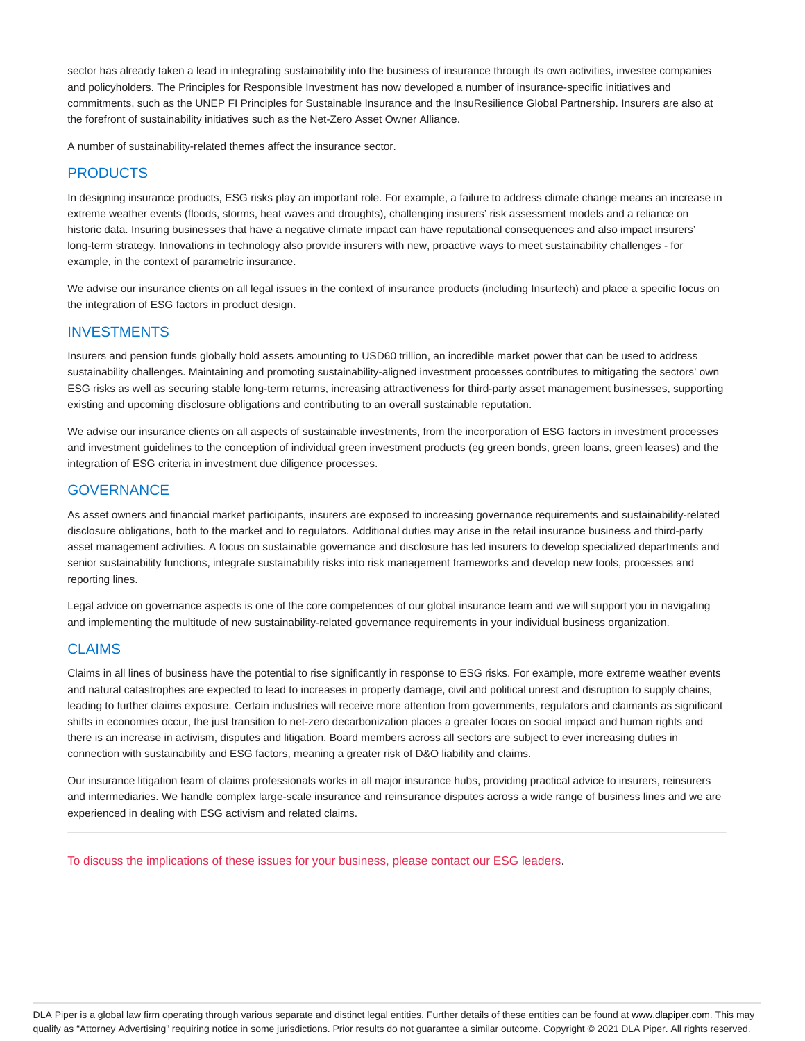sector has already taken a lead in integrating sustainability into the business of insurance through its own activities, investee companies and policyholders. The Principles for Responsible Investment has now developed a number of insurance-specific initiatives and commitments, such as the UNEP FI Principles for Sustainable Insurance and the InsuResilience Global Partnership. Insurers are also at the forefront of sustainability initiatives such as the Net-Zero Asset Owner Alliance.

A number of sustainability-related themes affect the insurance sector.

## PRODUCTS

In designing insurance products, ESG risks play an important role. For example, a failure to address climate change means an increase in extreme weather events (floods, storms, heat waves and droughts), challenging insurers' risk assessment models and a reliance on historic data. Insuring businesses that have a negative climate impact can have reputational consequences and also impact insurers' long-term strategy. Innovations in technology also provide insurers with new, proactive ways to meet sustainability challenges - for example, in the context of parametric insurance.

We advise our insurance clients on all legal issues in the context of insurance products (including Insurtech) and place a specific focus on the integration of ESG factors in product design.

## INVESTMENTS

Insurers and pension funds globally hold assets amounting to USD60 trillion, an incredible market power that can be used to address sustainability challenges. Maintaining and promoting sustainability-aligned investment processes contributes to mitigating the sectors' own ESG risks as well as securing stable long-term returns, increasing attractiveness for third-party asset management businesses, supporting existing and upcoming disclosure obligations and contributing to an overall sustainable reputation.

We advise our insurance clients on all aspects of sustainable investments, from the incorporation of ESG factors in investment processes and investment guidelines to the conception of individual green investment products (eg green bonds, green loans, green leases) and the integration of ESG criteria in investment due diligence processes.

## GOVERNANCE

As asset owners and financial market participants, insurers are exposed to increasing governance requirements and sustainability-related disclosure obligations, both to the market and to regulators. Additional duties may arise in the retail insurance business and third-party asset management activities. A focus on sustainable governance and disclosure has led insurers to develop specialized departments and senior sustainability functions, integrate sustainability risks into risk management frameworks and develop new tools, processes and reporting lines.

Legal advice on governance aspects is one of the core competences of our global insurance team and we will support you in navigating and implementing the multitude of new sustainability-related governance requirements in your individual business organization.

## CLAIMS

Claims in all lines of business have the potential to rise significantly in response to ESG risks. For example, more extreme weather events and natural catastrophes are expected to lead to increases in property damage, civil and political unrest and disruption to supply chains, leading to further claims exposure. Certain industries will receive more attention from governments, regulators and claimants as significant shifts in economies occur, the just transition to net-zero decarbonization places a greater focus on social impact and human rights and there is an increase in activism, disputes and litigation. Board members across all sectors are subject to ever increasing duties in connection with sustainability and ESG factors, meaning a greater risk of D&O liability and claims.

Our insurance litigation team of claims professionals works in all major insurance hubs, providing practical advice to insurers, reinsurers and intermediaries. We handle complex large-scale insurance and reinsurance disputes across a wide range of business lines and we are experienced in dealing with ESG activism and related claims.

---

To discuss the implications of these issues for your business, please contact our ESG leaders.

DLA Piper is a global law firm operating through various separate and distinct legal entities. Further details of these entities can be found at www.dlapiper.com. This may qualify as "Attorney Advertising" requiring notice in some jurisdictions. Prior results do not guarantee a similar outcome. Copyright © 2021 DLA Piper. All rights reserved.